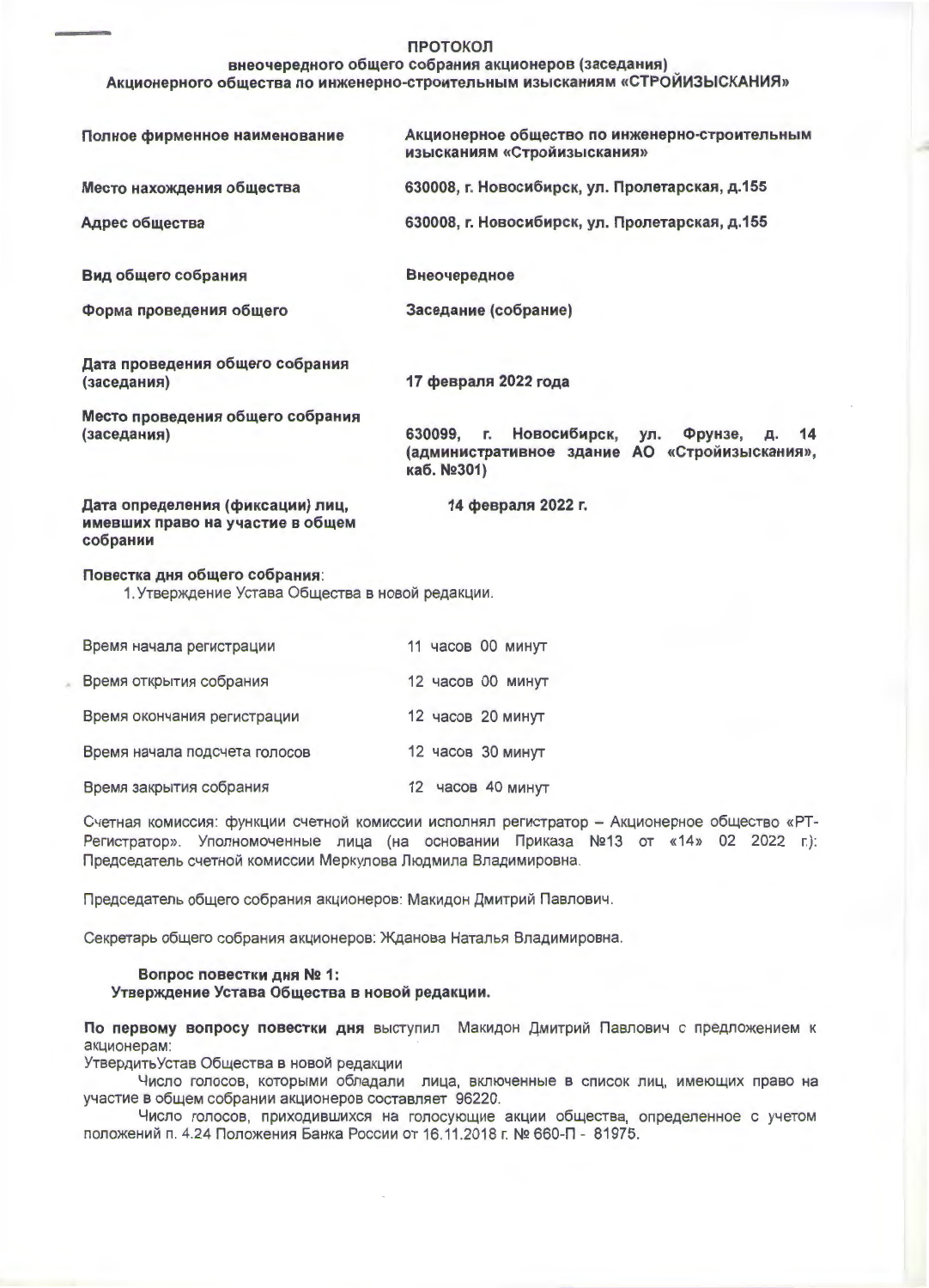**ПРОТОКОЛ**
**внеочередного общего собрания акционеров (заседания)**
**Акционерного общества по инженерно-строительным изысканиям «СТРОЙИЗЫСКАНИЯ»**

| | |
|---|---|
| **Полное фирменное наименование** | **Акционерное общество по инженерно-строительным изысканиям «Стройизыскания»** |
| **Место нахождения общества** | **630008, г. Новосибирск, ул. Пролетарская, д.155** |
| **Адрес общества** | **630008, г. Новосибирск, ул. Пролетарская, д.155** |
| **Вид общего собрания** | **Внеочередное** |
| **Форма проведения общего** | **Заседание (собрание)** |
| **Дата проведения общего собрания (заседания)** | **17 февраля 2022 года** |
| **Место проведения общего собрания (заседания)** | **630099, г. Новосибирск, ул. Фрунзе, д. 14 (административное здание АО «Стройизыскания», каб. №301)** |
| **Дата определения (фиксации) лиц, имевших право на участие в общем собрании** | ***14 февраля 2022 г.*** |

**Повестка дня общего собрания**:

1. Утверждение Устава Общества в новой редакции.

| | |
|---|---|
| Время начала регистрации | 11 часов 00 минут |
| Время открытия собрания | 12 часов 00 минут |
| Время окончания регистрации | 12 часов 20 минут |
| Время начала подсчета голосов | 12 часов 30 минут |
| Время закрытия собрания | 12 часов 40 минут |

Счетная комиссия: функции счетной комиссии исполнял регистратор – Акционерное общество «РТ-Регистратор». Уполномоченные лица (на основании Приказа №13 от «14» 02 2022 г.): Председатель счетной комиссии Меркулова Людмила Владимировна.

Председатель общего собрания акционеров: Макидон Дмитрий Павлович.

Секретарь общего собрания акционеров: Жданова Наталья Владимировна.

**Вопрос повестки дня № 1:**
**Утверждение Устава Общества в новой редакции.**

**По первому вопросу повестки дня** выступил Макидон Дмитрий Павлович с предложением к акционерам:

УтвердитьУстав Общества в новой редакции

Число голосов, которыми обладали лица, включенные в список лиц, имеющих право на участие в общем собрании акционеров составляет 96220.

Число голосов, приходившихся на голосующие акции общества, определенное с учетом положений п. 4.24 Положения Банка России от 16.11.2018 г. № 660-П - 81975.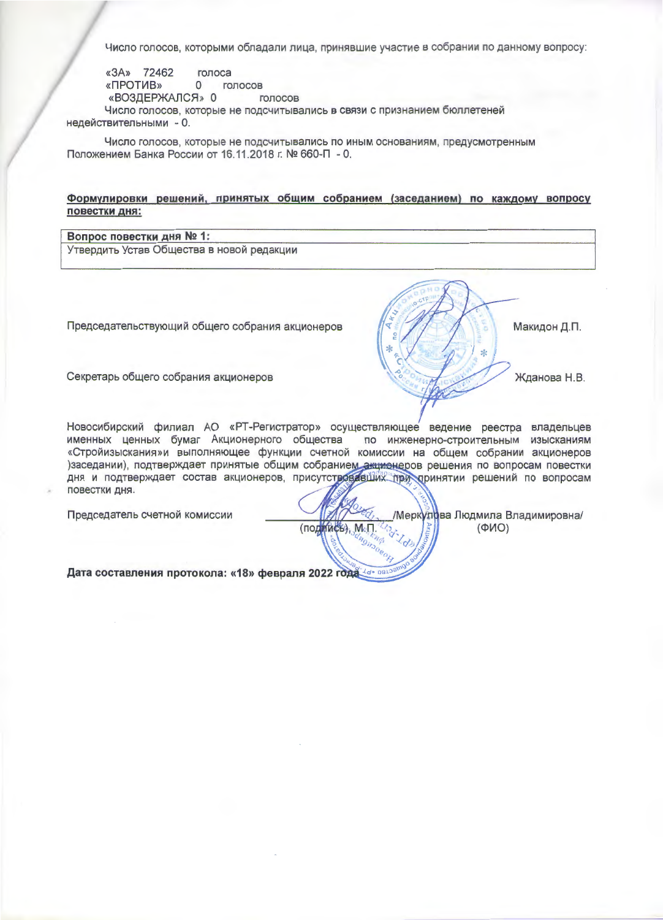Число голосов, которыми обладали лица, принявшие участие в собрании по данному вопросу:

«ЗА» 72462 голоса
«ПРОТИВ» 0 голосов
«ВОЗДЕРЖАЛСЯ» 0 голосов

Число голосов, которые не подсчитывались в связи с признанием бюллетеней недействительными - 0.

Число голосов, которые не подсчитывались по иным основаниям, предусмотренным Положением Банка России от 16.11.2018 г. № 660-П - 0.

**Формулировки решений, принятых общим собранием (заседанием) по каждому вопросу повестки дня:**

| **Вопрос повестки дня № 1:** |
|---|
| Утвердить Устав Общества в новой редакции |

Председательствующий общего собрания акционеров Макидон Д.П.

Секретарь общего собрания акционеров Жданова Н.В.

Новосибирский филиал АО «РТ-Регистратор» осуществляющее ведение реестра владельцев именных ценных бумаг Акционерного общества по инженерно-строительным изысканиям «Стройизыскания»и выполняющее функции счетной комиссии на общем собрании акционеров )заседании), подтверждает принятые общим собранием акционеров решения по вопросам повестки дня и подтверждает состав акционеров, присутствовавших при принятии решений по вопросам повестки дня.

Председатель счетной комиссии \_\_\_\_\_\_\_\_\_\_\_\_\_\_\_\_/Меркулова Людмила Владимировна/
(подпись), М.П. (ФИО)

**Дата составления протокола: «18» февраля 2022 года**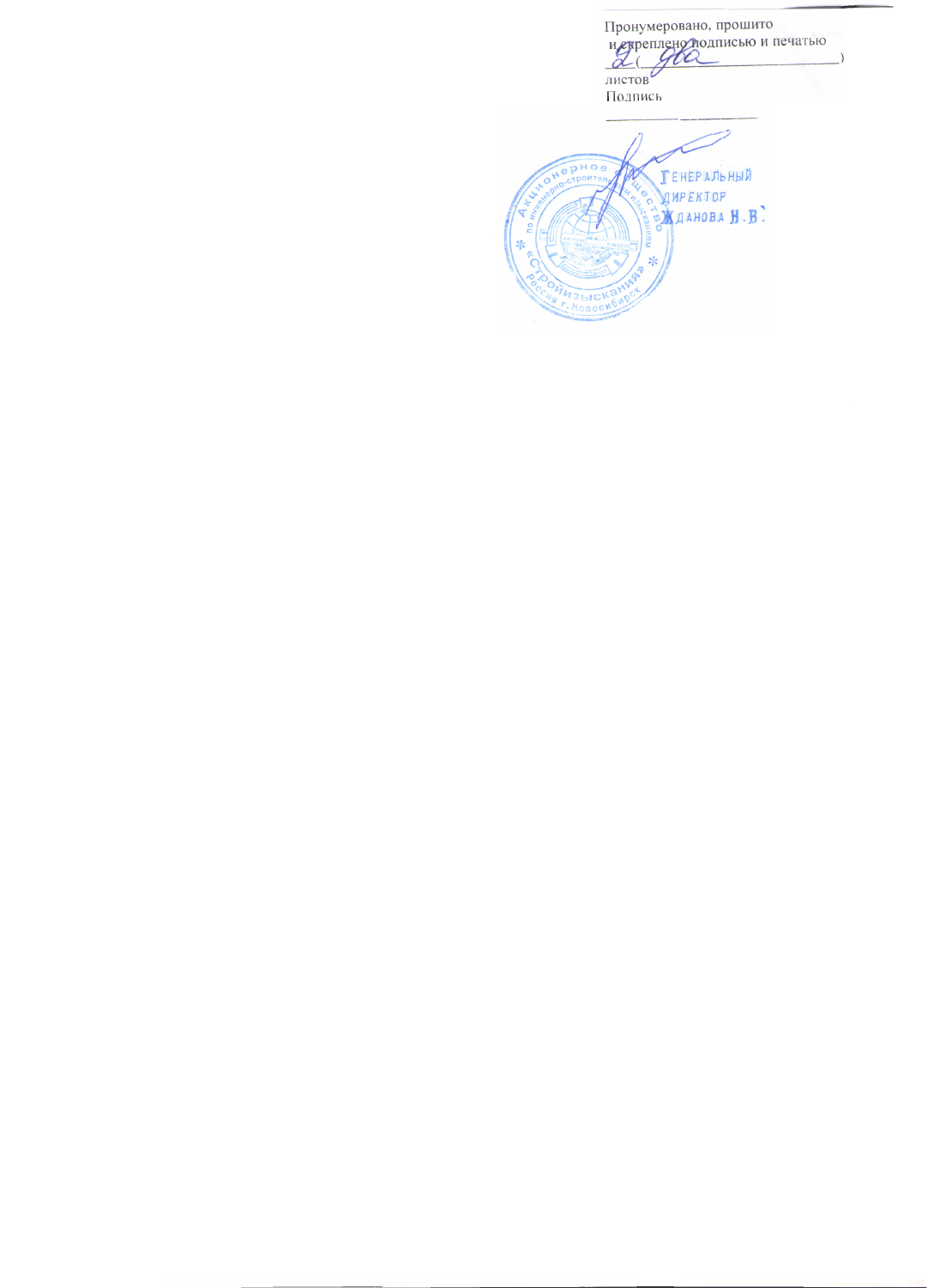Пронумеровано, прошито
и скреплено подписью и печатью
2 ( два )
листов
Подпись

Акционерное общество по инженерно-строительным изысканиям «Стройизыскания» Россия г. Новосибирск

Генеральный директор Жданова Н.В.